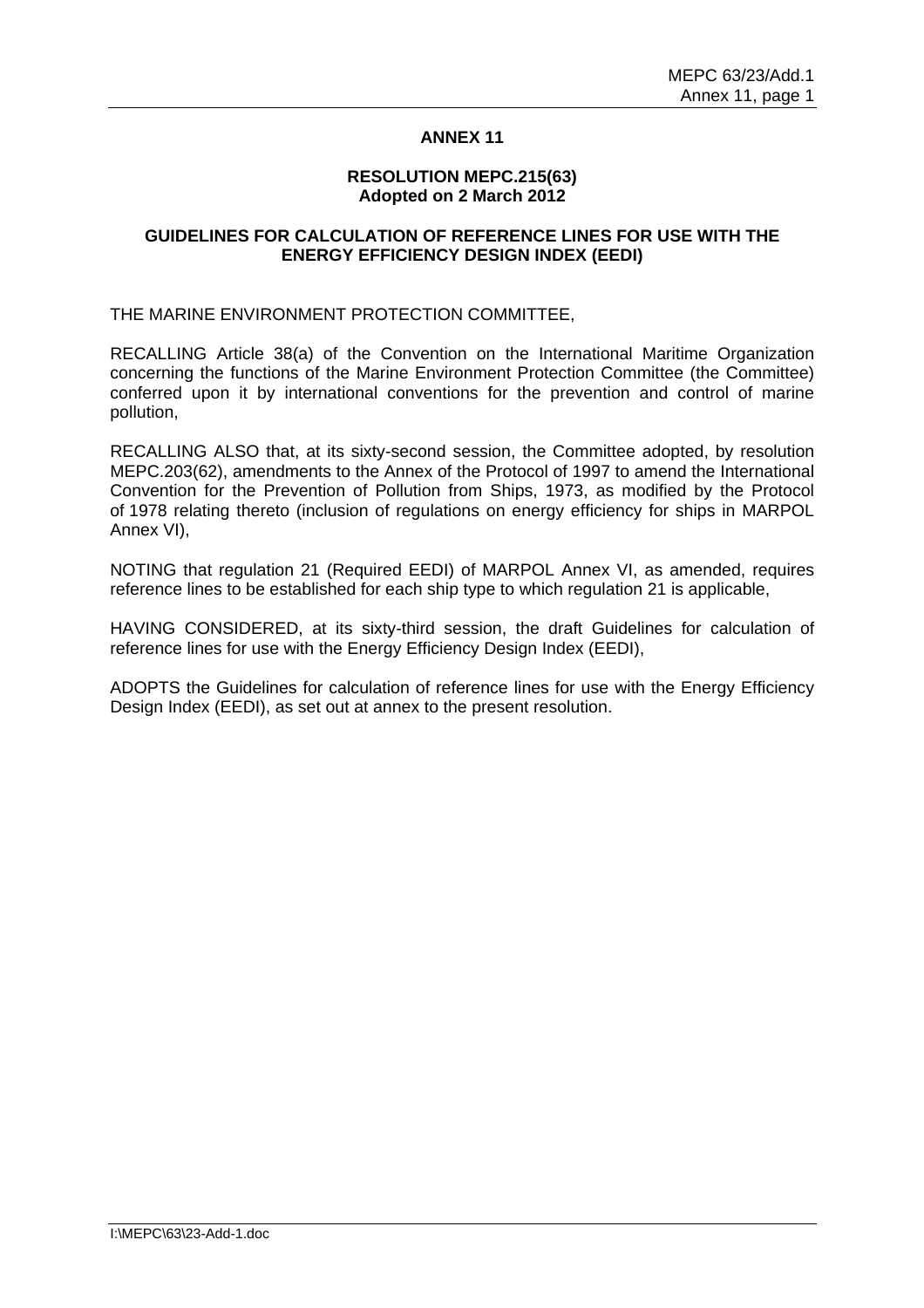# ANNEX 11

## RESOLUTION MEPC.215(63)
**Adopted on 2 March 2012**

## GUIDELINES FOR CALCULATION OF REFERENCE LINES FOR USE WITH THE ENERGY EFFICIENCY DESIGN INDEX (EEDI)

THE MARINE ENVIRONMENT PROTECTION COMMITTEE,

RECALLING Article 38(a) of the Convention on the International Maritime Organization concerning the functions of the Marine Environment Protection Committee (the Committee) conferred upon it by international conventions for the prevention and control of marine pollution,

RECALLING ALSO that, at its sixty-second session, the Committee adopted, by resolution MEPC.203(62), amendments to the Annex of the Protocol of 1997 to amend the International Convention for the Prevention of Pollution from Ships, 1973, as modified by the Protocol of 1978 relating thereto (inclusion of regulations on energy efficiency for ships in MARPOL Annex VI),

NOTING that regulation 21 (Required EEDI) of MARPOL Annex VI, as amended, requires reference lines to be established for each ship type to which regulation 21 is applicable,

HAVING CONSIDERED, at its sixty-third session, the draft Guidelines for calculation of reference lines for use with the Energy Efficiency Design Index (EEDI),

ADOPTS the Guidelines for calculation of reference lines for use with the Energy Efficiency Design Index (EEDI), as set out at annex to the present resolution.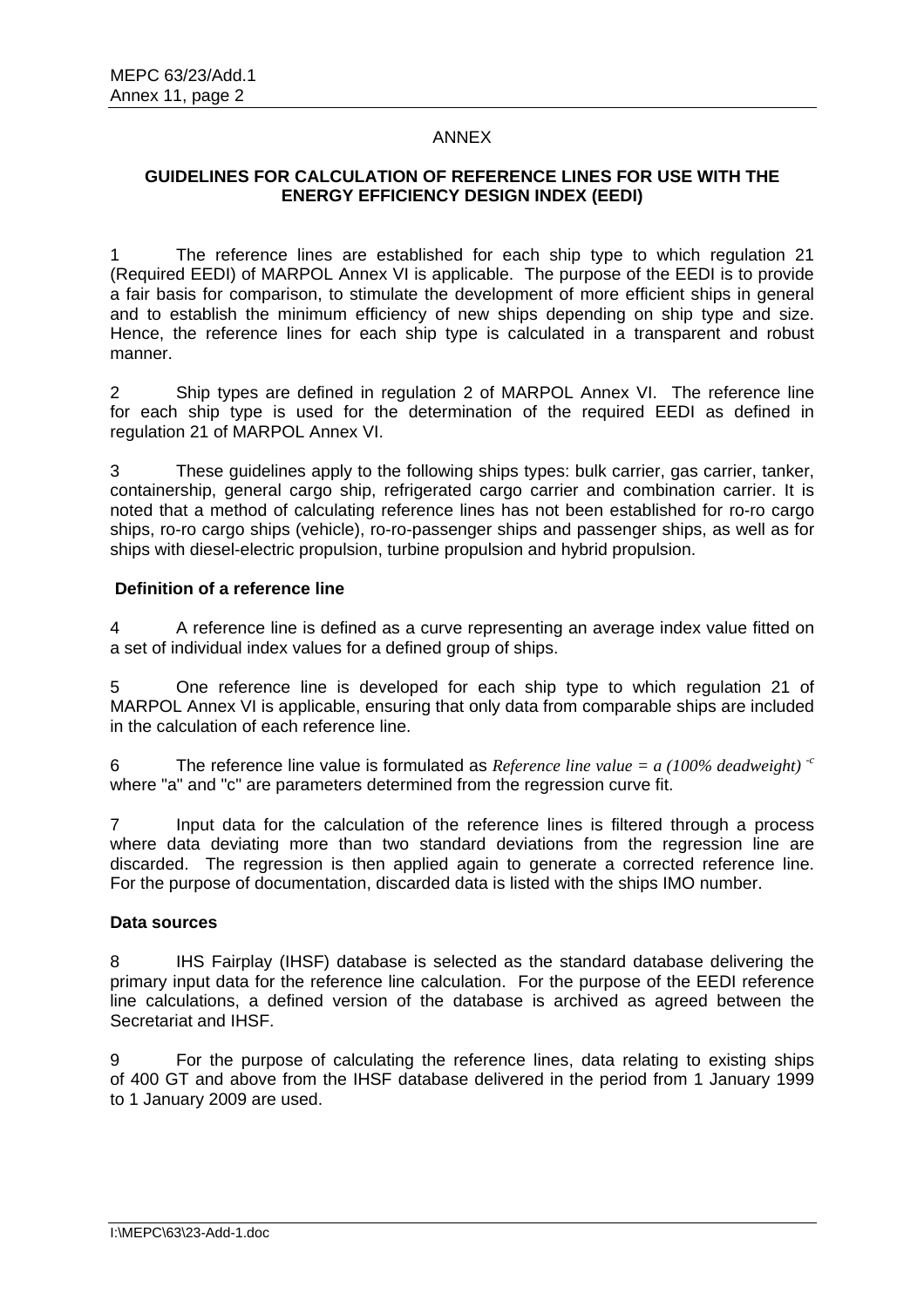ANNEX

## GUIDELINES FOR CALCULATION OF REFERENCE LINES FOR USE WITH THE ENERGY EFFICIENCY DESIGN INDEX (EEDI)

1 The reference lines are established for each ship type to which regulation 21 (Required EEDI) of MARPOL Annex VI is applicable. The purpose of the EEDI is to provide a fair basis for comparison, to stimulate the development of more efficient ships in general and to establish the minimum efficiency of new ships depending on ship type and size. Hence, the reference lines for each ship type is calculated in a transparent and robust manner.

2 Ship types are defined in regulation 2 of MARPOL Annex VI. The reference line for each ship type is used for the determination of the required EEDI as defined in regulation 21 of MARPOL Annex VI.

3 These guidelines apply to the following ships types: bulk carrier, gas carrier, tanker, containership, general cargo ship, refrigerated cargo carrier and combination carrier. It is noted that a method of calculating reference lines has not been established for ro-ro cargo ships, ro-ro cargo ships (vehicle), ro-ro-passenger ships and passenger ships, as well as for ships with diesel-electric propulsion, turbine propulsion and hybrid propulsion.

### Definition of a reference line

4 A reference line is defined as a curve representing an average index value fitted on a set of individual index values for a defined group of ships.

5 One reference line is developed for each ship type to which regulation 21 of MARPOL Annex VI is applicable, ensuring that only data from comparable ships are included in the calculation of each reference line.

6 The reference line value is formulated as $\textit{Reference line value} = a\,(100\%\ \textit{deadweight})^{-c}$ where "a" and "c" are parameters determined from the regression curve fit.

7 Input data for the calculation of the reference lines is filtered through a process where data deviating more than two standard deviations from the regression line are discarded. The regression is then applied again to generate a corrected reference line. For the purpose of documentation, discarded data is listed with the ships IMO number.

### Data sources

8 IHS Fairplay (IHSF) database is selected as the standard database delivering the primary input data for the reference line calculation. For the purpose of the EEDI reference line calculations, a defined version of the database is archived as agreed between the Secretariat and IHSF.

9 For the purpose of calculating the reference lines, data relating to existing ships of 400 GT and above from the IHSF database delivered in the period from 1 January 1999 to 1 January 2009 are used.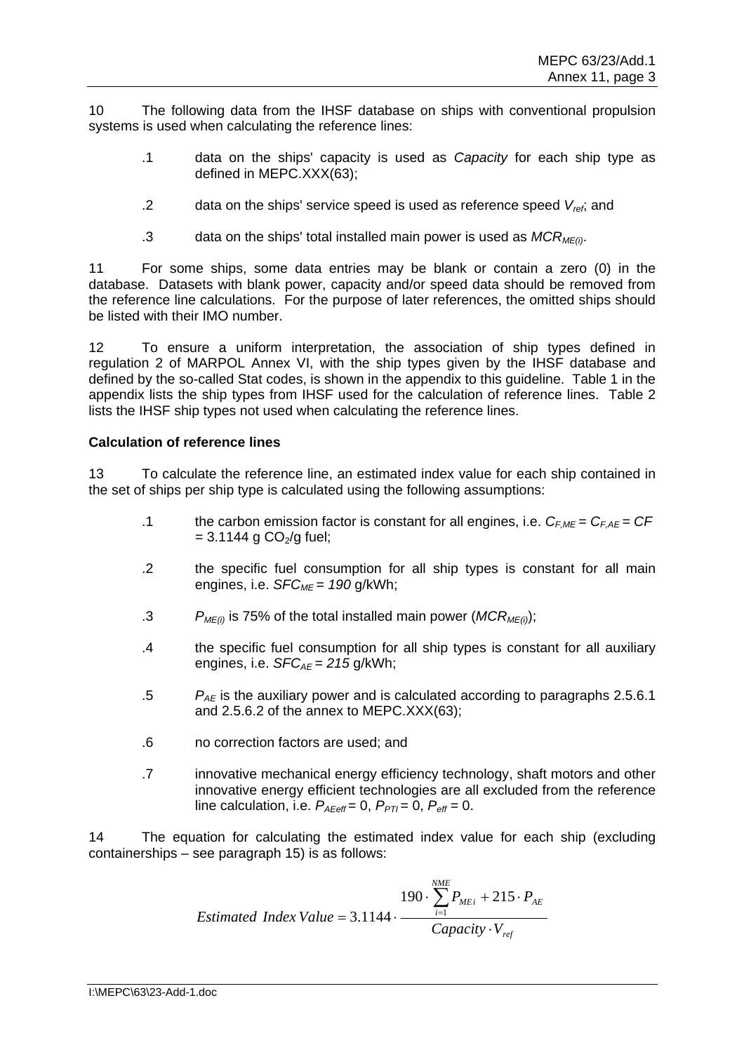10 The following data from the IHSF database on ships with conventional propulsion systems is used when calculating the reference lines:

.1 data on the ships' capacity is used as *Capacity* for each ship type as defined in MEPC.XXX(63);

.2 data on the ships' service speed is used as reference speed $V_{ref}$; and

.3 data on the ships' total installed main power is used as $MCR_{ME(i)}$.

11 For some ships, some data entries may be blank or contain a zero (0) in the database. Datasets with blank power, capacity and/or speed data should be removed from the reference line calculations. For the purpose of later references, the omitted ships should be listed with their IMO number.

12 To ensure a uniform interpretation, the association of ship types defined in regulation 2 of MARPOL Annex VI, with the ship types given by the IHSF database and defined by the so-called Stat codes, is shown in the appendix to this guideline. Table 1 in the appendix lists the ship types from IHSF used for the calculation of reference lines. Table 2 lists the IHSF ship types not used when calculating the reference lines.

**Calculation of reference lines**

13 To calculate the reference line, an estimated index value for each ship contained in the set of ships per ship type is calculated using the following assumptions:

.1 the carbon emission factor is constant for all engines, i.e. $C_{F,ME} = C_{F,AE} = CF = 3.1144$ g $CO_2$/g fuel;

.2 the specific fuel consumption for all ship types is constant for all main engines, i.e. $SFC_{ME} = 190$ g/kWh;

.3 $P_{ME(i)}$ is 75% of the total installed main power ($MCR_{ME(i)}$);

.4 the specific fuel consumption for all ship types is constant for all auxiliary engines, i.e. $SFC_{AE} = 215$ g/kWh;

.5 $P_{AE}$ is the auxiliary power and is calculated according to paragraphs 2.5.6.1 and 2.5.6.2 of the annex to MEPC.XXX(63);

.6 no correction factors are used; and

.7 innovative mechanical energy efficiency technology, shaft motors and other innovative energy efficient technologies are all excluded from the reference line calculation, i.e. $P_{AEeff} = 0$, $P_{PTI} = 0$, $P_{eff} = 0$.

14 The equation for calculating the estimated index value for each ship (excluding containerships – see paragraph 15) is as follows:

$$Estimated\ Index\ Value = 3.1144 \cdot \frac{190 \cdot \sum_{i=1}^{NME} P_{MEi} + 215 \cdot P_{AE}}{Capacity \cdot V_{ref}}$$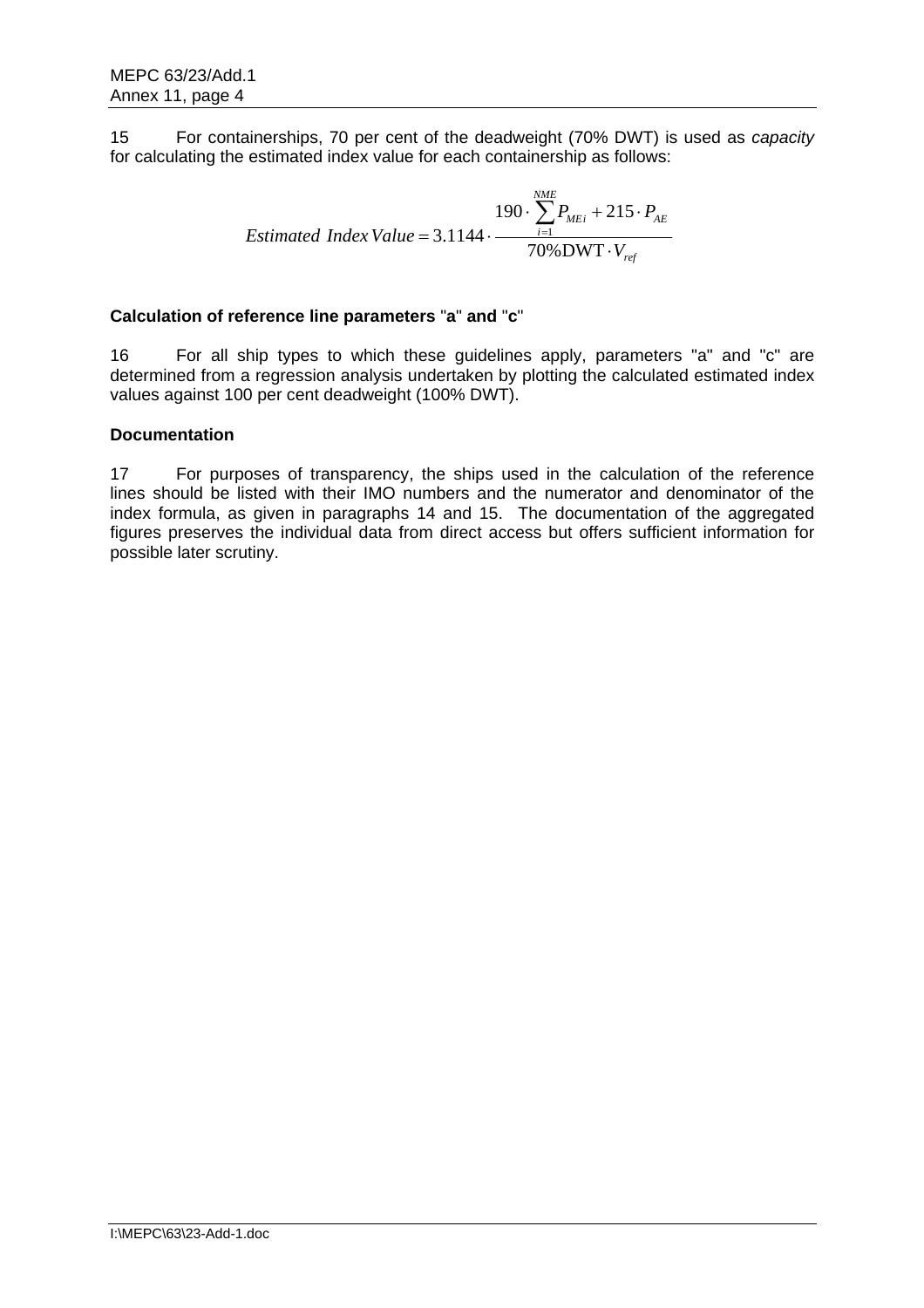15 For containerships, 70 per cent of the deadweight (70% DWT) is used as *capacity* for calculating the estimated index value for each containership as follows:

$$Estimated\ Index\,Value = 3.1144 \cdot \frac{190 \cdot \sum_{i=1}^{NME} P_{MEi} + 215 \cdot P_{AE}}{70\%\mathrm{DWT} \cdot V_{ref}}$$

**Calculation of reference line parameters "a" and "c"**

16 For all ship types to which these guidelines apply, parameters "a" and "c" are determined from a regression analysis undertaken by plotting the calculated estimated index values against 100 per cent deadweight (100% DWT).

**Documentation**

17 For purposes of transparency, the ships used in the calculation of the reference lines should be listed with their IMO numbers and the numerator and denominator of the index formula, as given in paragraphs 14 and 15. The documentation of the aggregated figures preserves the individual data from direct access but offers sufficient information for possible later scrutiny.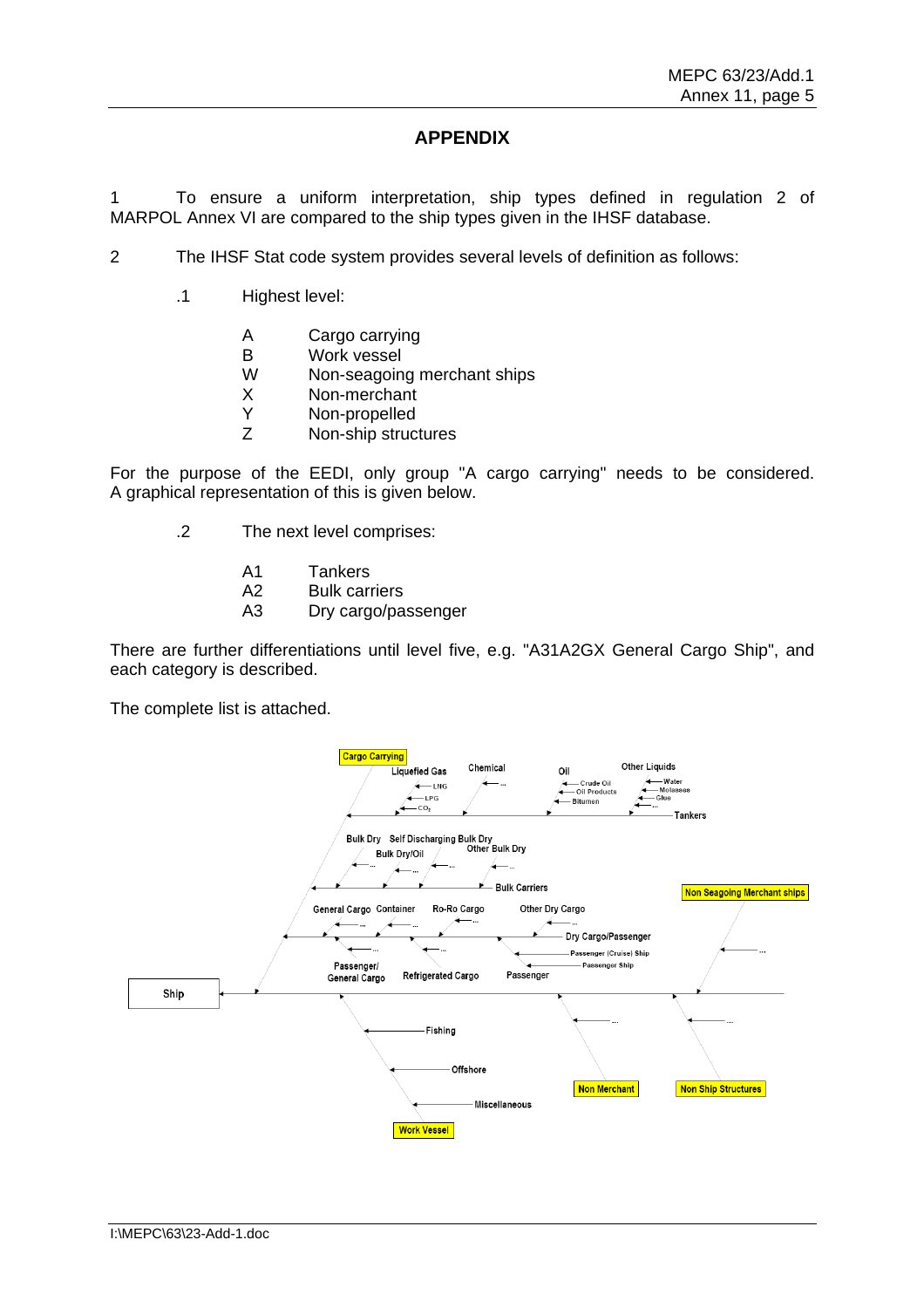## APPENDIX

1 To ensure a uniform interpretation, ship types defined in regulation 2 of MARPOL Annex VI are compared to the ship types given in the IHSF database.

2 The IHSF Stat code system provides several levels of definition as follows:

.1 Highest level:

| | |
|---|---|
| A | Cargo carrying |
| B | Work vessel |
| W | Non-seagoing merchant ships |
| X | Non-merchant |
| Y | Non-propelled |
| Z | Non-ship structures |

For the purpose of the EEDI, only group "A cargo carrying" needs to be considered. A graphical representation of this is given below.

.2 The next level comprises:

| | |
|---|---|
| A1 | Tankers |
| A2 | Bulk carriers |
| A3 | Dry cargo/passenger |

There are further differentiations until level five, e.g. "A31A2GX General Cargo Ship", and each category is described.

The complete list is attached.

Cargo Carrying
Liquefied Gas: LNG, LPG, $CO_2$
Chemical
Oil: Crude Oil, Oil Products, Bitumen
Other Liquids: Water, Molasses, Glue, ...
Tankers

Bulk Dry, Bulk Dry/Oil, Self Discharging Bulk Dry, Other Bulk Dry
Bulk Carriers

Non Seagoing Merchant ships

General Cargo, Container, Ro-Ro Cargo, Other Dry Cargo
Dry Cargo/Passenger
Passenger (Cruise) Ship
Passenger Ship
Passenger/General Cargo, Refrigerated Cargo, Passenger

Ship

Fishing
Offshore
Miscellaneous
Work Vessel

Non Merchant

Non Ship Structures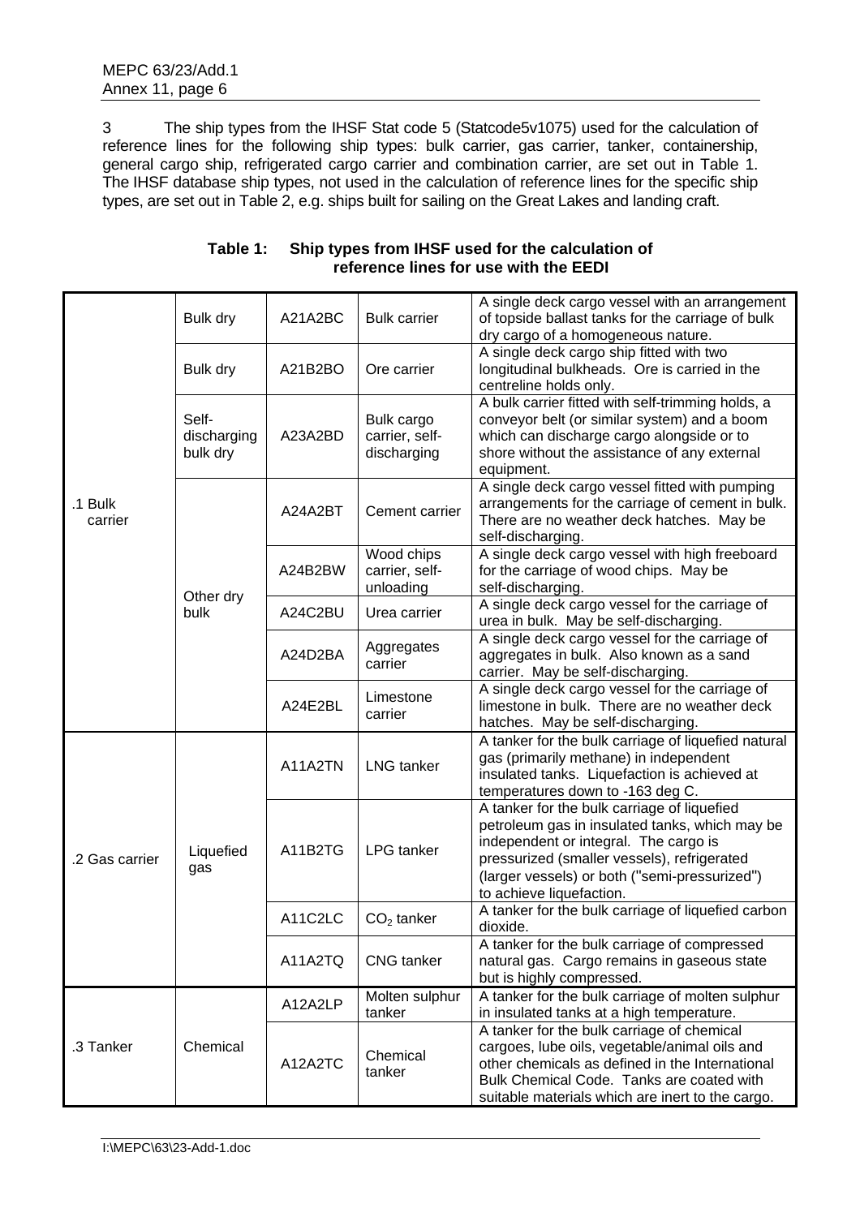3 The ship types from the IHSF Stat code 5 (Statcode5v1075) used for the calculation of reference lines for the following ship types: bulk carrier, gas carrier, tanker, containership, general cargo ship, refrigerated cargo carrier and combination carrier, are set out in Table 1. The IHSF database ship types, not used in the calculation of reference lines for the specific ship types, are set out in Table 2, e.g. ships built for sailing on the Great Lakes and landing craft.

**Table 1: Ship types from IHSF used for the calculation of reference lines for use with the EEDI**

| | | | | |
|---|---|---|---|---|
| .1 Bulk carrier | Bulk dry | A21A2BC | Bulk carrier | A single deck cargo vessel with an arrangement of topside ballast tanks for the carriage of bulk dry cargo of a homogeneous nature. |
| | Bulk dry | A21B2BO | Ore carrier | A single deck cargo ship fitted with two longitudinal bulkheads. Ore is carried in the centreline holds only. |
| | Self-discharging bulk dry | A23A2BD | Bulk cargo carrier, self-discharging | A bulk carrier fitted with self-trimming holds, a conveyor belt (or similar system) and a boom which can discharge cargo alongside or to shore without the assistance of any external equipment. |
| | Other dry bulk | A24A2BT | Cement carrier | A single deck cargo vessel fitted with pumping arrangements for the carriage of cement in bulk. There are no weather deck hatches. May be self-discharging. |
| | | A24B2BW | Wood chips carrier, self-unloading | A single deck cargo vessel with high freeboard for the carriage of wood chips. May be self-discharging. |
| | | A24C2BU | Urea carrier | A single deck cargo vessel for the carriage of urea in bulk. May be self-discharging. |
| | | A24D2BA | Aggregates carrier | A single deck cargo vessel for the carriage of aggregates in bulk. Also known as a sand carrier. May be self-discharging. |
| | | A24E2BL | Limestone carrier | A single deck cargo vessel for the carriage of limestone in bulk. There are no weather deck hatches. May be self-discharging. |
| .2 Gas carrier | Liquefied gas | A11A2TN | LNG tanker | A tanker for the bulk carriage of liquefied natural gas (primarily methane) in independent insulated tanks. Liquefaction is achieved at temperatures down to -163 deg C. |
| | | A11B2TG | LPG tanker | A tanker for the bulk carriage of liquefied petroleum gas in insulated tanks, which may be independent or integral. The cargo is pressurized (smaller vessels), refrigerated (larger vessels) or both ("semi-pressurized") to achieve liquefaction. |
| | | A11C2LC | $CO_2$ tanker | A tanker for the bulk carriage of liquefied carbon dioxide. |
| | | A11A2TQ | CNG tanker | A tanker for the bulk carriage of compressed natural gas. Cargo remains in gaseous state but is highly compressed. |
| .3 Tanker | Chemical | A12A2LP | Molten sulphur tanker | A tanker for the bulk carriage of molten sulphur in insulated tanks at a high temperature. |
| | | A12A2TC | Chemical tanker | A tanker for the bulk carriage of chemical cargoes, lube oils, vegetable/animal oils and other chemicals as defined in the International Bulk Chemical Code. Tanks are coated with suitable materials which are inert to the cargo. |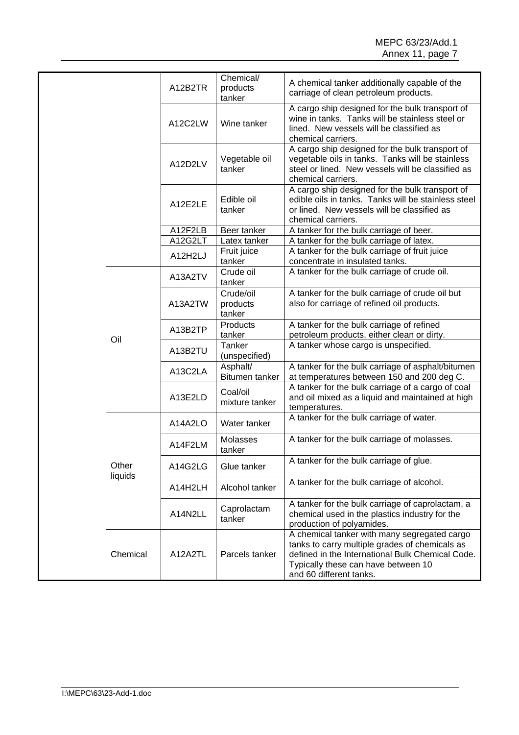| | | | | |
|---|---|---|---|---|
| | | A12B2TR | Chemical/ products tanker | A chemical tanker additionally capable of the carriage of clean petroleum products. |
| | | A12C2LW | Wine tanker | A cargo ship designed for the bulk transport of wine in tanks. Tanks will be stainless steel or lined. New vessels will be classified as chemical carriers. |
| | | A12D2LV | Vegetable oil tanker | A cargo ship designed for the bulk transport of vegetable oils in tanks. Tanks will be stainless steel or lined. New vessels will be classified as chemical carriers. |
| | | A12E2LE | Edible oil tanker | A cargo ship designed for the bulk transport of edible oils in tanks. Tanks will be stainless steel or lined. New vessels will be classified as chemical carriers. |
| | | A12F2LB | Beer tanker | A tanker for the bulk carriage of beer. |
| | | A12G2LT | Latex tanker | A tanker for the bulk carriage of latex. |
| | | A12H2LJ | Fruit juice tanker | A tanker for the bulk carriage of fruit juice concentrate in insulated tanks. |
| | Oil | A13A2TV | Crude oil tanker | A tanker for the bulk carriage of crude oil. |
| | | A13A2TW | Crude/oil products tanker | A tanker for the bulk carriage of crude oil but also for carriage of refined oil products. |
| | | A13B2TP | Products tanker | A tanker for the bulk carriage of refined petroleum products, either clean or dirty. |
| | | A13B2TU | Tanker (unspecified) | A tanker whose cargo is unspecified. |
| | | A13C2LA | Asphalt/ Bitumen tanker | A tanker for the bulk carriage of asphalt/bitumen at temperatures between 150 and 200 deg C. |
| | | A13E2LD | Coal/oil mixture tanker | A tanker for the bulk carriage of a cargo of coal and oil mixed as a liquid and maintained at high temperatures. |
| | Other liquids | A14A2LO | Water tanker | A tanker for the bulk carriage of water. |
| | | A14F2LM | Molasses tanker | A tanker for the bulk carriage of molasses. |
| | | A14G2LG | Glue tanker | A tanker for the bulk carriage of glue. |
| | | A14H2LH | Alcohol tanker | A tanker for the bulk carriage of alcohol. |
| | | A14N2LL | Caprolactam tanker | A tanker for the bulk carriage of caprolactam, a chemical used in the plastics industry for the production of polyamides. |
| | Chemical | A12A2TL | Parcels tanker | A chemical tanker with many segregated cargo tanks to carry multiple grades of chemicals as defined in the International Bulk Chemical Code. Typically these can have between 10 and 60 different tanks. |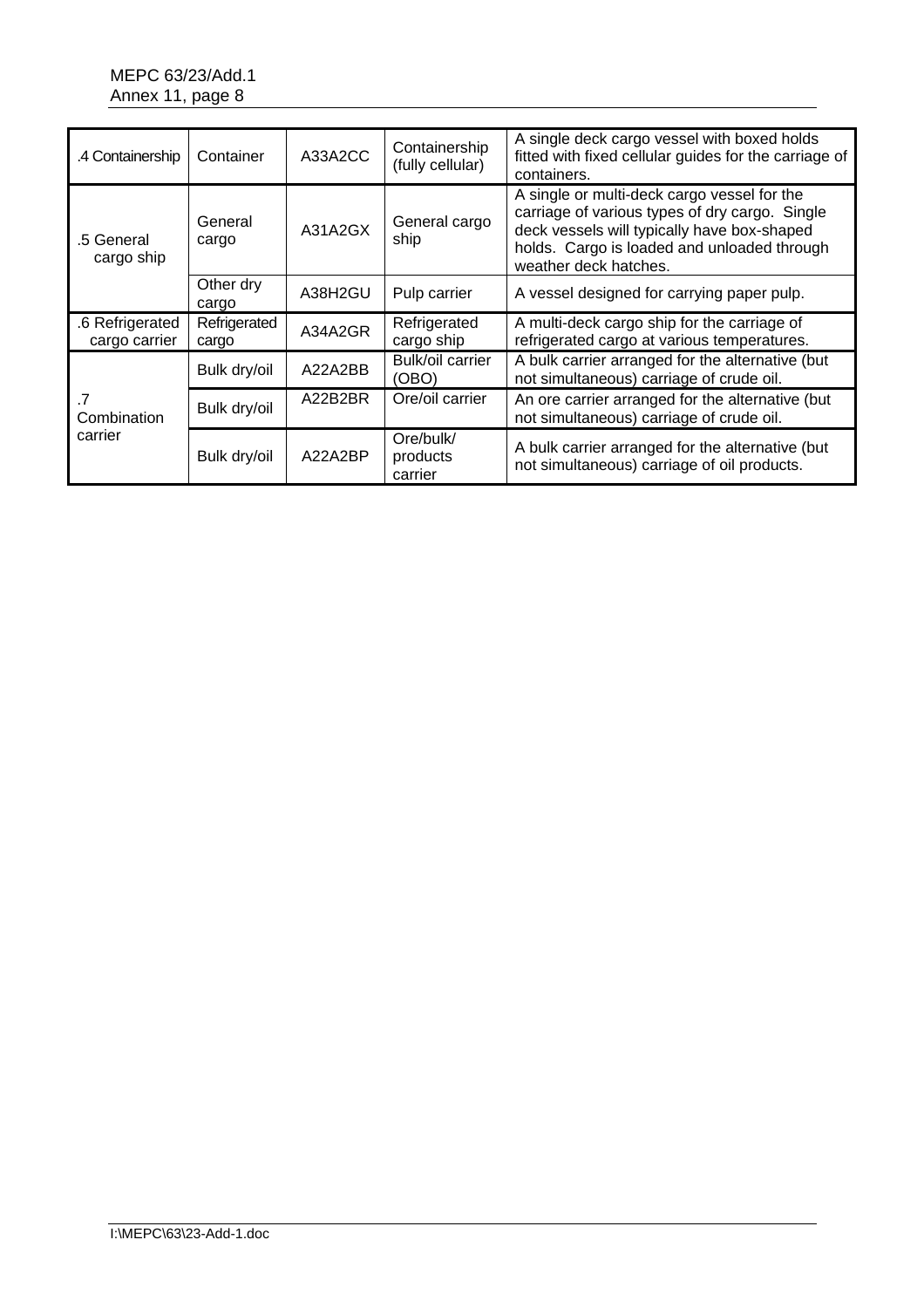| .4 Containership | Container | A33A2CC | Containership (fully cellular) | A single deck cargo vessel with boxed holds fitted with fixed cellular guides for the carriage of containers. |
|---|---|---|---|---|
| .5 General cargo ship | General cargo | A31A2GX | General cargo ship | A single or multi-deck cargo vessel for the carriage of various types of dry cargo. Single deck vessels will typically have box-shaped holds. Cargo is loaded and unloaded through weather deck hatches. |
| | Other dry cargo | A38H2GU | Pulp carrier | A vessel designed for carrying paper pulp. |
| .6 Refrigerated cargo carrier | Refrigerated cargo | A34A2GR | Refrigerated cargo ship | A multi-deck cargo ship for the carriage of refrigerated cargo at various temperatures. |
| .7 Combination carrier | Bulk dry/oil | A22A2BB | Bulk/oil carrier (OBO) | A bulk carrier arranged for the alternative (but not simultaneous) carriage of crude oil. |
| | Bulk dry/oil | A22B2BR | Ore/oil carrier | An ore carrier arranged for the alternative (but not simultaneous) carriage of crude oil. |
| | Bulk dry/oil | A22A2BP | Ore/bulk/ products carrier | A bulk carrier arranged for the alternative (but not simultaneous) carriage of oil products. |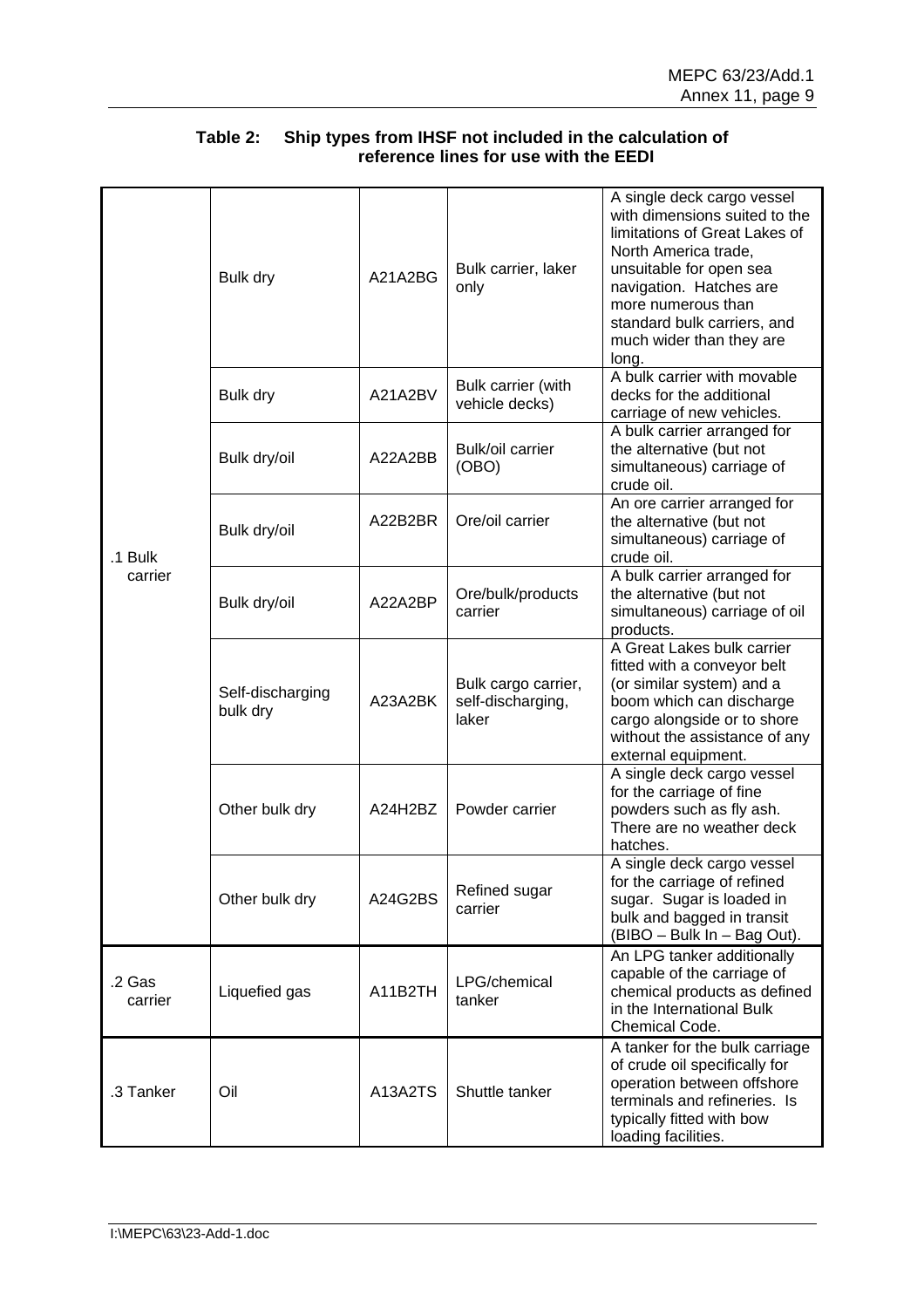**Table 2: Ship types from IHSF not included in the calculation of reference lines for use with the EEDI**

| | | | | |
|---|---|---|---|---|
| .1 Bulk carrier | Bulk dry | A21A2BG | Bulk carrier, laker only | A single deck cargo vessel with dimensions suited to the limitations of Great Lakes of North America trade, unsuitable for open sea navigation. Hatches are more numerous than standard bulk carriers, and much wider than they are long. |
| | Bulk dry | A21A2BV | Bulk carrier (with vehicle decks) | A bulk carrier with movable decks for the additional carriage of new vehicles. |
| | Bulk dry/oil | A22A2BB | Bulk/oil carrier (OBO) | A bulk carrier arranged for the alternative (but not simultaneous) carriage of crude oil. |
| | Bulk dry/oil | A22B2BR | Ore/oil carrier | An ore carrier arranged for the alternative (but not simultaneous) carriage of crude oil. |
| | Bulk dry/oil | A22A2BP | Ore/bulk/products carrier | A bulk carrier arranged for the alternative (but not simultaneous) carriage of oil products. |
| | Self-discharging bulk dry | A23A2BK | Bulk cargo carrier, self-discharging, laker | A Great Lakes bulk carrier fitted with a conveyor belt (or similar system) and a boom which can discharge cargo alongside or to shore without the assistance of any external equipment. |
| | Other bulk dry | A24H2BZ | Powder carrier | A single deck cargo vessel for the carriage of fine powders such as fly ash. There are no weather deck hatches. |
| | Other bulk dry | A24G2BS | Refined sugar carrier | A single deck cargo vessel for the carriage of refined sugar. Sugar is loaded in bulk and bagged in transit (BIBO – Bulk In – Bag Out). |
| .2 Gas carrier | Liquefied gas | A11B2TH | LPG/chemical tanker | An LPG tanker additionally capable of the carriage of chemical products as defined in the International Bulk Chemical Code. |
| .3 Tanker | Oil | A13A2TS | Shuttle tanker | A tanker for the bulk carriage of crude oil specifically for operation between offshore terminals and refineries. Is typically fitted with bow loading facilities. |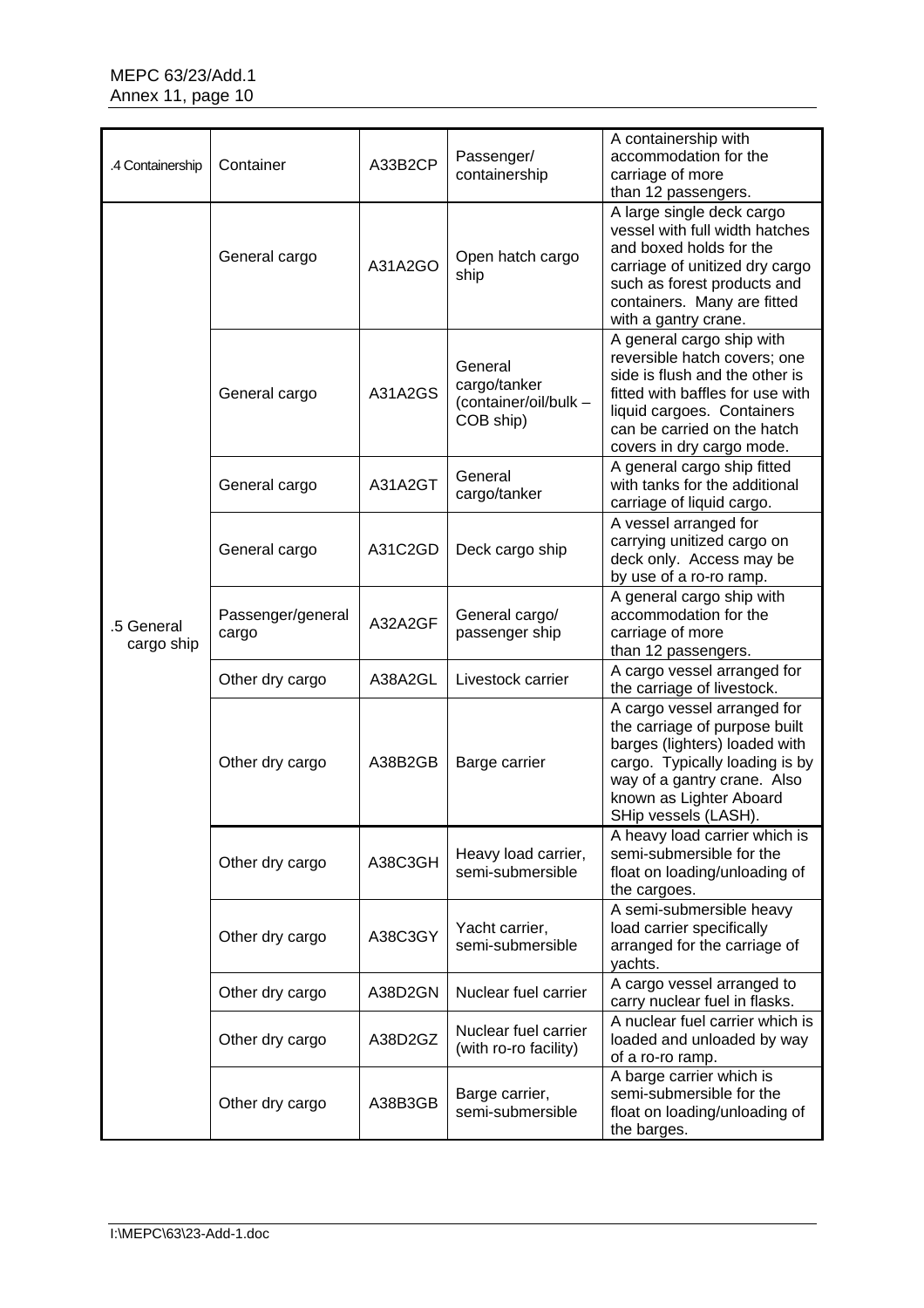| .4 Containership | Container | A33B2CP | Passenger/ containership | A containership with accommodation for the carriage of more than 12 passengers. |
|---|---|---|---|---|
| .5 General cargo ship | General cargo | A31A2GO | Open hatch cargo ship | A large single deck cargo vessel with full width hatches and boxed holds for the carriage of unitized dry cargo such as forest products and containers. Many are fitted with a gantry crane. |
| | General cargo | A31A2GS | General cargo/tanker (container/oil/bulk – COB ship) | A general cargo ship with reversible hatch covers; one side is flush and the other is fitted with baffles for use with liquid cargoes. Containers can be carried on the hatch covers in dry cargo mode. |
| | General cargo | A31A2GT | General cargo/tanker | A general cargo ship fitted with tanks for the additional carriage of liquid cargo. |
| | General cargo | A31C2GD | Deck cargo ship | A vessel arranged for carrying unitized cargo on deck only. Access may be by use of a ro-ro ramp. |
| | Passenger/general cargo | A32A2GF | General cargo/ passenger ship | A general cargo ship with accommodation for the carriage of more than 12 passengers. |
| | Other dry cargo | A38A2GL | Livestock carrier | A cargo vessel arranged for the carriage of livestock. |
| | Other dry cargo | A38B2GB | Barge carrier | A cargo vessel arranged for the carriage of purpose built barges (lighters) loaded with cargo. Typically loading is by way of a gantry crane. Also known as Lighter Aboard SHip vessels (LASH). |
| | Other dry cargo | A38C3GH | Heavy load carrier, semi-submersible | A heavy load carrier which is semi-submersible for the float on loading/unloading of the cargoes. |
| | Other dry cargo | A38C3GY | Yacht carrier, semi-submersible | A semi-submersible heavy load carrier specifically arranged for the carriage of yachts. |
| | Other dry cargo | A38D2GN | Nuclear fuel carrier | A cargo vessel arranged to carry nuclear fuel in flasks. |
| | Other dry cargo | A38D2GZ | Nuclear fuel carrier (with ro-ro facility) | A nuclear fuel carrier which is loaded and unloaded by way of a ro-ro ramp. |
| | Other dry cargo | A38B3GB | Barge carrier, semi-submersible | A barge carrier which is semi-submersible for the float on loading/unloading of the barges. |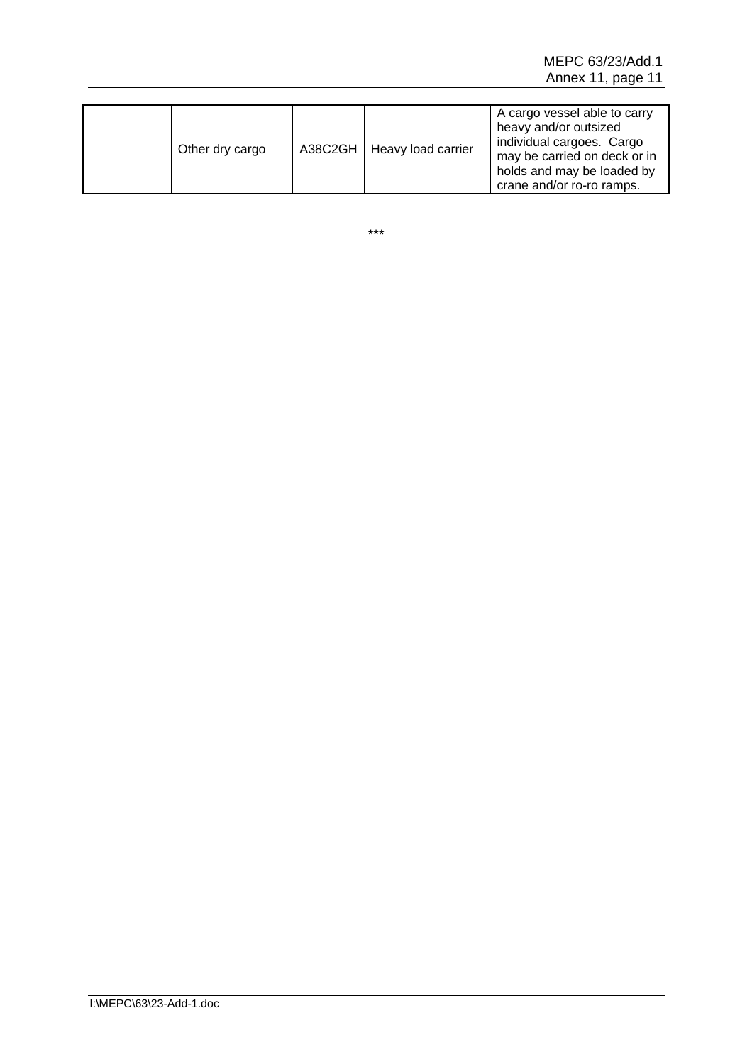| | | | | |
|---|---|---|---|---|
| | Other dry cargo | A38C2GH | Heavy load carrier | A cargo vessel able to carry heavy and/or outsized individual cargoes. Cargo may be carried on deck or in holds and may be loaded by crane and/or ro-ro ramps. |

***